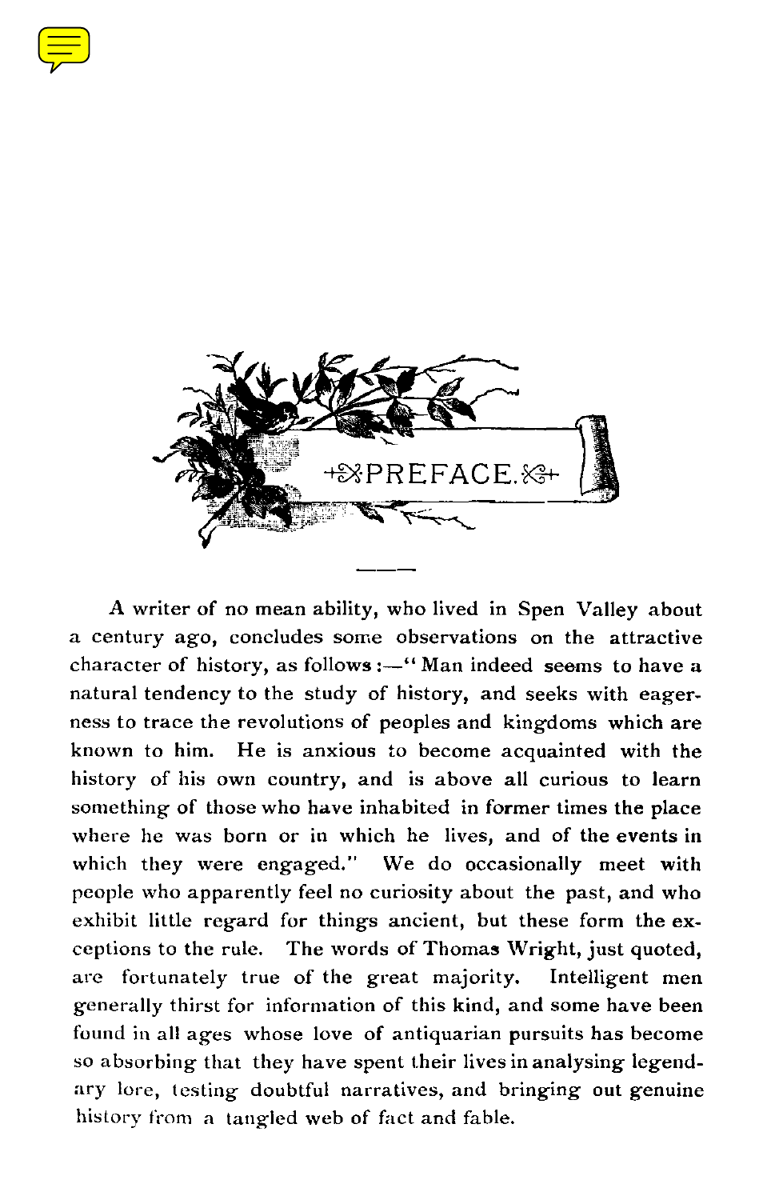# PREFACE.

A writer of no mean ability, who lived in Spen Valley about a century ago, concludes some observations on the attractive character of history, as follows:—"Man indeed seems to have a natural tendency to the study of history, and seeks with eagerness to trace the revolutions of peoples and kingdoms which are known to him. He is anxious to become acquainted with the history of his own country, and is above all curious to learn something of those who have inhabited in former times the place where he was born or in which he lives, and of the events in which they were engaged." We do occasionally meet with people who apparently feel no curiosity about the past, and who exhibit little regard for things ancient, but these form the exceptions to the rule. The words of Thomas Wright, just quoted, are fortunately true of the great majority. Intelligent men generally thirst for information of this kind, and some have been found in all ages whose love of antiquarian pursuits has become so absorbing that they have spent their lives in analysing legendary lore, testing doubtful narratives, and bringing out genuine history from a tangled web of fact and fable.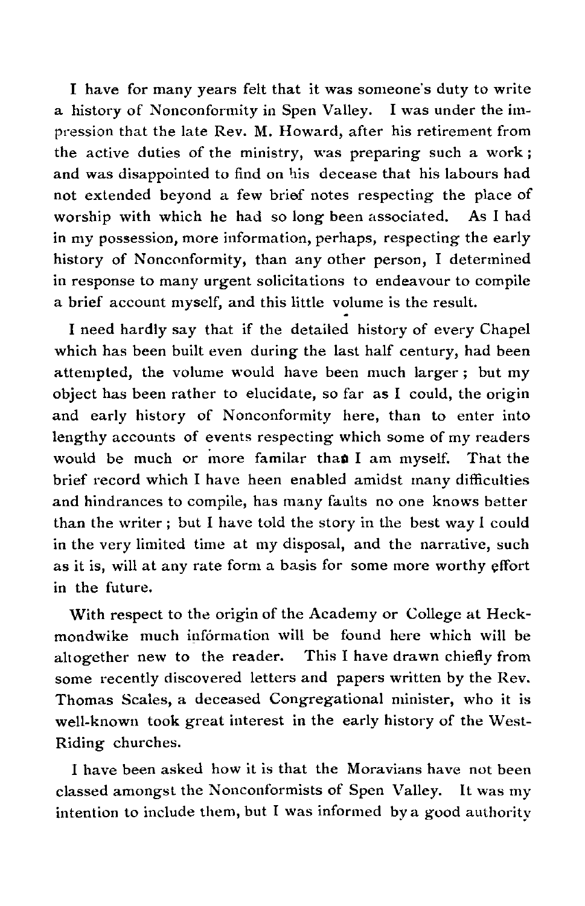I have for many years felt that it was someone's duty to write a history of Nonconformity in Spen Valley. I was under the impression that the late Rev. M. Howard, after his retirement from the active duties of the ministry, was preparing such a work; and was disappointed to find on his decease that his labours had not extended beyond a few brief notes respecting the place of worship with which he had so long been associated. As I had in my possession, more information, perhaps, respecting the early history of Nonconformity, than any other person, I determined in response to many urgent solicitations to endeavour to compile a brief account myself, and this little volume is the result.

I need hardly say that if the detailed history of every Chapel which has been built even during the last half century, had been attempted, the volume would have been much larger; but my object has been rather to elucidate, so far as I could, the origin and early history of Nonconformity here, than to enter into lengthy accounts of events respecting which some of my readers would be much or more familar than I am myself. That the brief record which I have heen enabled amidst many difficulties and hindrances to compile, has many faults no one knows better than the writer; but I have told the story in the best way I could in the very limited time at my disposal, and the narrative, such as it is, will at any rate form a basis for some more worthy effort in the future.

With respect to the origin of the Academy or College at Heckmondwike much information will be found here which will be altogether new to the reader. This I have drawn chiefly from some recently discovered letters and papers written by the Rev. Thomas Scales, a deceased Congregational minister, who it is well-known took great interest in the early history of the West-Riding churches.

I have been asked how it is that the Moravians have not been classed amongst the Nonconformists of Spen Valley. It was my intention to include them, but I was informed by a good authority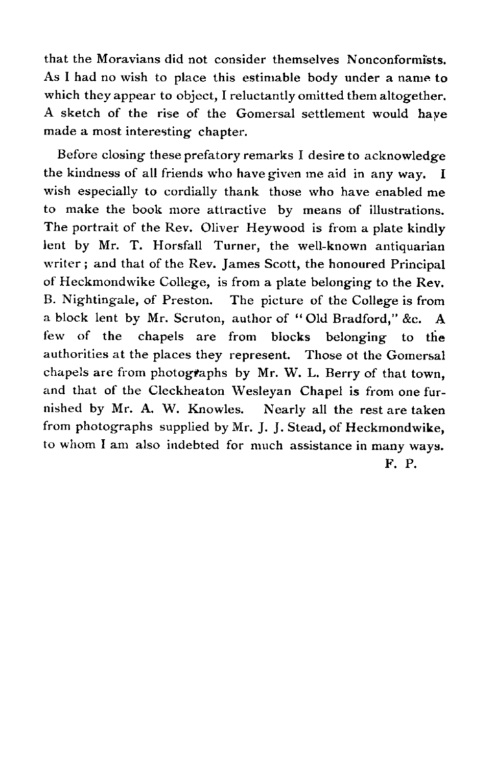that the Moravians did not consider themselves Nonconformists. As I had no wish to place this estimable body under a name to which they appear to object, I reluctantly omitted them altogether. A sketch of the rise of the Gomersal settlement would have made a most interesting chapter.

Before closing these prefatory remarks I desire to acknowledge the kindness of all friends who have given me aid in any way. I wish especially to cordially thank those who have enabled me to make the book more attractive by means of illustrations. The portrait of the Rev. Oliver Heywood is from a plate kindly lent by Mr. T. Horsfall Turner, the well-known antiquarian writer; and that of the Rev. James Scott, the honoured Principal of Heckmondwike College, is from a plate belonging to the Rev. B. Nightingale, of Preston. The picture of the College is from a block lent by Mr. Scruton, author of "Old Bradford," &c. A few of the chapels are from blocks belonging to the authorities at the places they represent. Those ot the Gomersal chapels are from photographs by Mr. W. L. Berry of that town, and that of the Cleckheaton Wesleyan Chapel is from one furnished by Mr. A. W. Knowles. Nearly all the rest are taken from photographs supplied by Mr. J. J. Stead, of Heckmondwike, to whom I am also indebted for much assistance in many ways.

F. P.